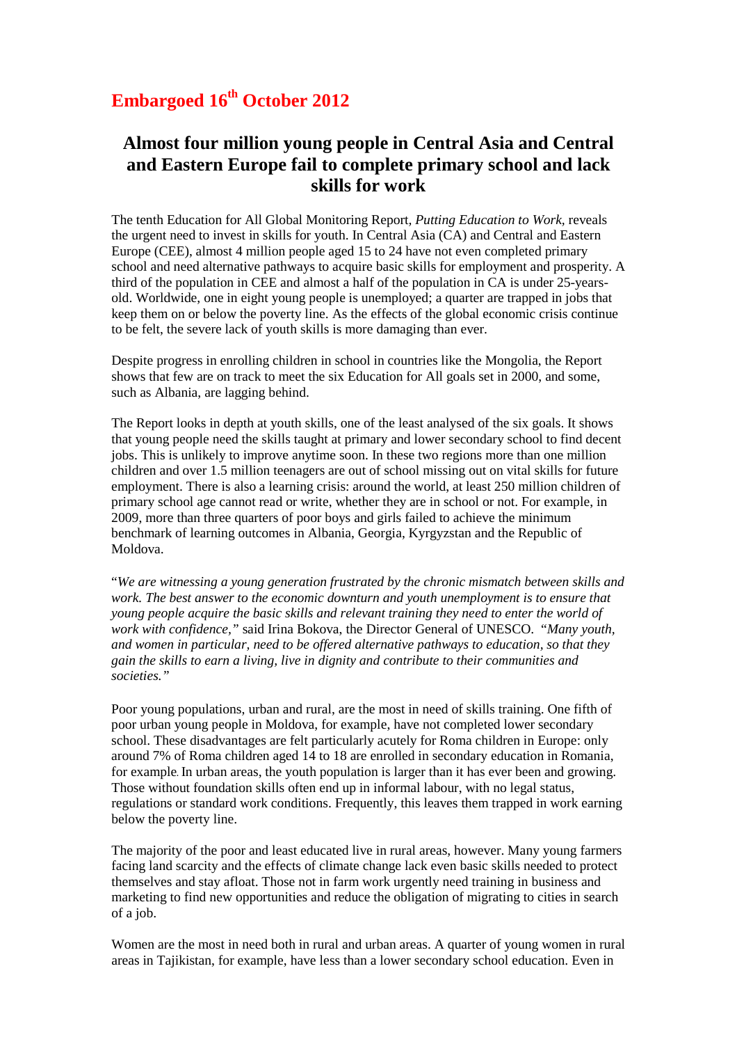# Embargoed 16th October 2012

## Almost four million young people in Central Asia and Central and Eastern Europe fail to complete primary school and lack skills for work

The tenth Education for All Global Monitoring Report, *Putting Education to Work*, reveals the urgent need to invest in skills for youth. In Central Asia (CA) and Central and Eastern Europe (CEE), almost 4 million people aged 15 to 24 have not even completed primary school and need alternative pathways to acquire basic skills for employment and prosperity. A third of the population in CEE and almost a half of the population in CA is under 25-years-old. Worldwide, one in eight young people is unemployed; a quarter are trapped in jobs that keep them on or below the poverty line. As the effects of the global economic crisis continue to be felt, the severe lack of youth skills is more damaging than ever.

Despite progress in enrolling children in school in countries like the Mongolia, the Report shows that few are on track to meet the six Education for All goals set in 2000, and some, such as Albania, are lagging behind.

The Report looks in depth at youth skills, one of the least analysed of the six goals. It shows that young people need the skills taught at primary and lower secondary school to find decent jobs. This is unlikely to improve anytime soon. In these two regions more than one million children and over 1.5 million teenagers are out of school missing out on vital skills for future employment. There is also a learning crisis: around the world, at least 250 million children of primary school age cannot read or write, whether they are in school or not. For example, in 2009, more than three quarters of poor boys and girls failed to achieve the minimum benchmark of learning outcomes in Albania, Georgia, Kyrgyzstan and the Republic of Moldova.

"*We are witnessing a young generation frustrated by the chronic mismatch between skills and work. The best answer to the economic downturn and youth unemployment is to ensure that young people acquire the basic skills and relevant training they need to enter the world of work with confidence,"* said Irina Bokova, the Director General of UNESCO. *"Many youth, and women in particular, need to be offered alternative pathways to education, so that they gain the skills to earn a living, live in dignity and contribute to their communities and societies."*

Poor young populations, urban and rural, are the most in need of skills training. One fifth of poor urban young people in Moldova, for example, have not completed lower secondary school. These disadvantages are felt particularly acutely for Roma children in Europe: only around 7% of Roma children aged 14 to 18 are enrolled in secondary education in Romania, for example. In urban areas, the youth population is larger than it has ever been and growing. Those without foundation skills often end up in informal labour, with no legal status, regulations or standard work conditions. Frequently, this leaves them trapped in work earning below the poverty line.

The majority of the poor and least educated live in rural areas, however. Many young farmers facing land scarcity and the effects of climate change lack even basic skills needed to protect themselves and stay afloat. Those not in farm work urgently need training in business and marketing to find new opportunities and reduce the obligation of migrating to cities in search of a job.

Women are the most in need both in rural and urban areas. A quarter of young women in rural areas in Tajikistan, for example, have less than a lower secondary school education. Even in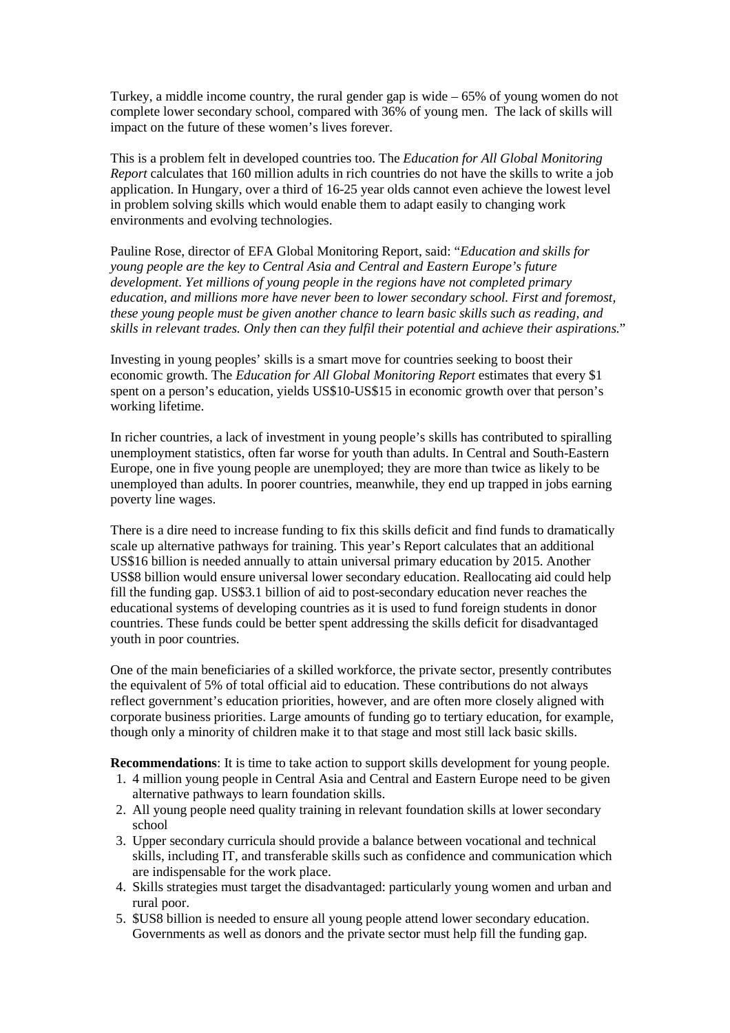Turkey, a middle income country, the rural gender gap is wide – 65% of young women do not complete lower secondary school, compared with 36% of young men. The lack of skills will impact on the future of these women's lives forever.

This is a problem felt in developed countries too. The *Education for All Global Monitoring Report* calculates that 160 million adults in rich countries do not have the skills to write a job application. In Hungary, over a third of 16-25 year olds cannot even achieve the lowest level in problem solving skills which would enable them to adapt easily to changing work environments and evolving technologies.

Pauline Rose, director of EFA Global Monitoring Report, said: "*Education and skills for young people are the key to Central Asia and Central and Eastern Europe's future development. Yet millions of young people in the regions have not completed primary education, and millions more have never been to lower secondary school. First and foremost, these young people must be given another chance to learn basic skills such as reading, and skills in relevant trades. Only then can they fulfil their potential and achieve their aspirations.*"

Investing in young peoples' skills is a smart move for countries seeking to boost their economic growth. The *Education for All Global Monitoring Report* estimates that every $1 spent on a person's education, yields US$10-US$15 in economic growth over that person's working lifetime.

In richer countries, a lack of investment in young people's skills has contributed to spiralling unemployment statistics, often far worse for youth than adults. In Central and South-Eastern Europe, one in five young people are unemployed; they are more than twice as likely to be unemployed than adults. In poorer countries, meanwhile, they end up trapped in jobs earning poverty line wages.

There is a dire need to increase funding to fix this skills deficit and find funds to dramatically scale up alternative pathways for training. This year's Report calculates that an additional US$16 billion is needed annually to attain universal primary education by 2015. Another US$8 billion would ensure universal lower secondary education. Reallocating aid could help fill the funding gap. US$3.1 billion of aid to post-secondary education never reaches the educational systems of developing countries as it is used to fund foreign students in donor countries. These funds could be better spent addressing the skills deficit for disadvantaged youth in poor countries.

One of the main beneficiaries of a skilled workforce, the private sector, presently contributes the equivalent of 5% of total official aid to education. These contributions do not always reflect government's education priorities, however, and are often more closely aligned with corporate business priorities. Large amounts of funding go to tertiary education, for example, though only a minority of children make it to that stage and most still lack basic skills.

**Recommendations**: It is time to take action to support skills development for young people.

1. 4 million young people in Central Asia and Central and Eastern Europe need to be given alternative pathways to learn foundation skills.
2. All young people need quality training in relevant foundation skills at lower secondary school
3. Upper secondary curricula should provide a balance between vocational and technical skills, including IT, and transferable skills such as confidence and communication which are indispensable for the work place.
4. Skills strategies must target the disadvantaged: particularly young women and urban and rural poor.
5. $US8 billion is needed to ensure all young people attend lower secondary education. Governments as well as donors and the private sector must help fill the funding gap.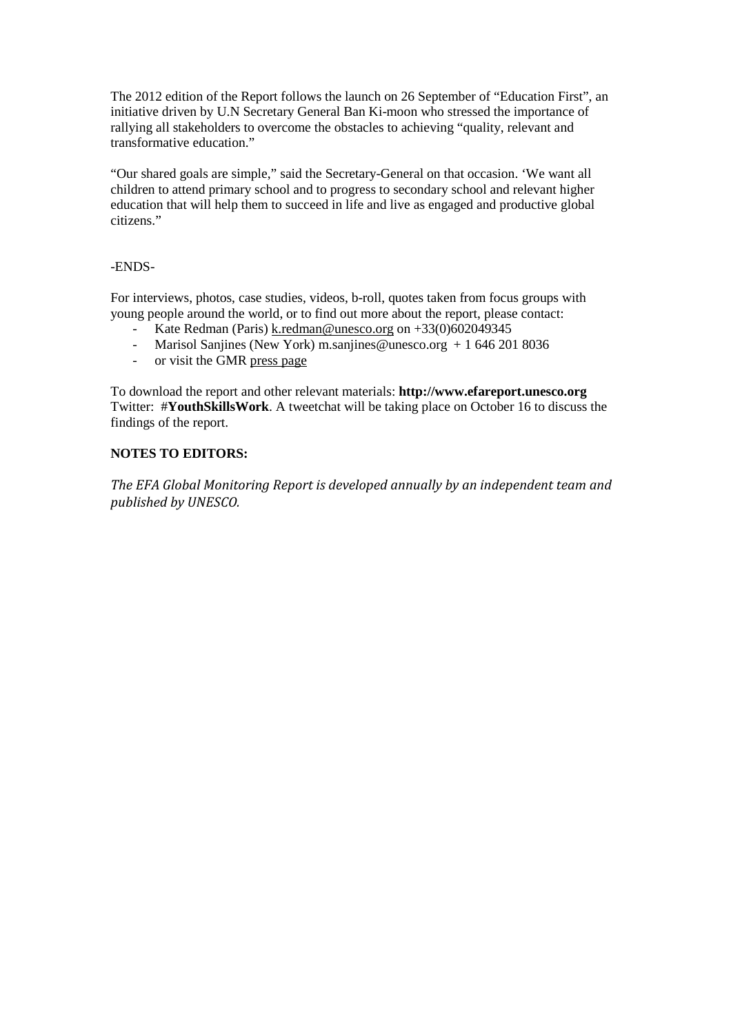The 2012 edition of the Report follows the launch on 26 September of “Education First”, an initiative driven by U.N Secretary General Ban Ki-moon who stressed the importance of rallying all stakeholders to overcome the obstacles to achieving “quality, relevant and transformative education.”

“Our shared goals are simple,” said the Secretary-General on that occasion. ‘We want all children to attend primary school and to progress to secondary school and relevant higher education that will help them to succeed in life and live as engaged and productive global citizens.”

-ENDS-

For interviews, photos, case studies, videos, b-roll, quotes taken from focus groups with young people around the world, or to find out more about the report, please contact:

- Kate Redman (Paris) k.redman@unesco.org on +33(0)602049345
- Marisol Sanjines (New York) m.sanjines@unesco.org + 1 646 201 8036
- or visit the GMR press page

To download the report and other relevant materials: **http://www.efareport.unesco.org**
Twitter: **#YouthSkillsWork**. A tweetchat will be taking place on October 16 to discuss the findings of the report.

**NOTES TO EDITORS:**

*The EFA Global Monitoring Report is developed annually by an independent team and published by UNESCO.*